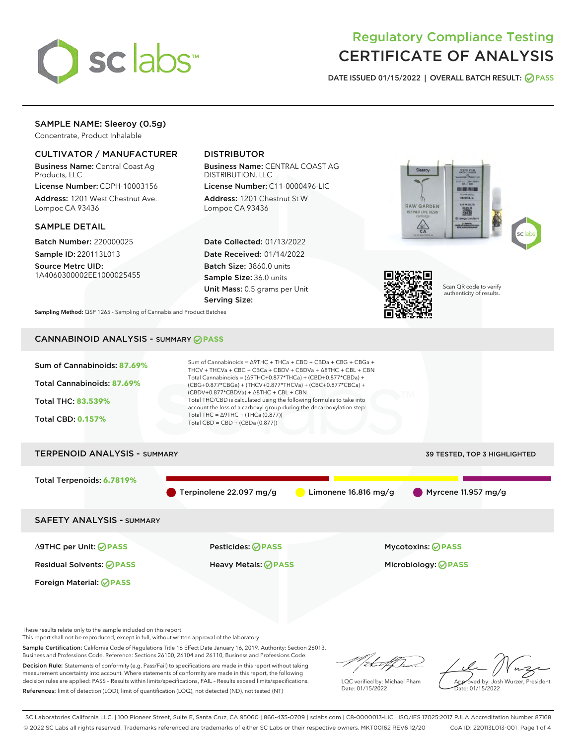# Regulatory Compliance Testing
# CERTIFICATE OF ANALYSIS

**DATE ISSUED 01/15/2022 | OVERALL BATCH RESULT: PASS**

## SAMPLE NAME: Sleeroy (0.5g)

Concentrate, Product Inhalable

### CULTIVATOR / MANUFACTURER

**Business Name:** Central Coast Ag Products, LLC

**License Number:** CDPH-10003156

**Address:** 1201 West Chestnut Ave. Lompoc CA 93436

### DISTRIBUTOR

**Business Name:** CENTRAL COAST AG DISTRIBUTION, LLC

**License Number:** C11-0000496-LIC

**Address:** 1201 Chestnut St W Lompoc CA 93436

### SAMPLE DETAIL

**Batch Number:** 220000025

**Sample ID:** 220113L013

**Source Metrc UID:** 1A4060300002EE1000025455

**Date Collected:** 01/13/2022

**Date Received:** 01/14/2022

**Batch Size:** 3860.0 units

**Sample Size:** 36.0 units

**Unit Mass:** 0.5 grams per Unit

**Serving Size:**

Scan QR code to verify authenticity of results.

**Sampling Method:** QSP 1265 - Sampling of Cannabis and Product Batches

## CANNABINOID ANALYSIS - SUMMARY PASS

**Sum of Cannabinoids:** 87.69%

**Total Cannabinoids:** 87.69%

**Total THC:** 83.539%

**Total CBD:** 0.157%

Sum of Cannabinoids = Δ9THC + THCa + CBD + CBDa + CBG + CBGa + THCV + THCVa + CBC + CBCa + CBDV + CBDVa + Δ8THC + CBL + CBN

Total Cannabinoids = (Δ9THC+0.877*THCa) + (CBD+0.877*CBDa) + (CBG+0.877*CBGa) + (THCV+0.877*THCVa) + (CBC+0.877*CBCa) + (CBDV+0.877*CBDVa) + Δ8THC + CBL + CBN

Total THC/CBD is calculated using the following formulas to take into account the loss of a carboxyl group during the decarboxylation step:

Total THC = Δ9THC + (THCa (0.877))

Total CBD = CBD + (CBDa (0.877))

## TERPENOID ANALYSIS - SUMMARY

39 TESTED, TOP 3 HIGHLIGHTED

**Total Terpenoids:** 6.7819%

Terpinolene 22.097 mg/g | Limonene 16.816 mg/g | Myrcene 11.957 mg/g

## SAFETY ANALYSIS - SUMMARY

| | | |
|---|---|---|
| Δ9THC per Unit: PASS | Pesticides: PASS | Mycotoxins: PASS |
| Residual Solvents: PASS | Heavy Metals: PASS | Microbiology: PASS |
| Foreign Material: PASS | | |

These results relate only to the sample included on this report.
This report shall not be reproduced, except in full, without written approval of the laboratory.

**Sample Certification:** California Code of Regulations Title 16 Effect Date January 16, 2019. Authority: Section 26013, Business and Professions Code. Reference: Sections 26100, 26104 and 26110, Business and Professions Code.

**Decision Rule:** Statements of conformity (e.g. Pass/Fail) to specifications are made in this report without taking measurement uncertainty into account. Where statements of conformity are made in this report, the following decision rules are applied: PASS – Results within limits/specifications, FAIL – Results exceed limits/specifications.

**References:** limit of detection (LOD), limit of quantification (LOQ), not detected (ND), not tested (NT)

LQC verified by: Michael Pham
Date: 01/15/2022

Approved by: Josh Wurzer, President
Date: 01/15/2022

SC Laboratories California LLC. | 100 Pioneer Street, Suite E, Santa Cruz, CA 95060 | 866-435-0709 | sclabs.com | C8-0000013-LIC | ISO/IES 17025:2017 PJLA Accreditation Number 87168
© 2022 SC Labs all rights reserved. Trademarks referenced are trademarks of either SC Labs or their respective owners. MKT00162 REV6 12/20 CoA ID: 220113L013-001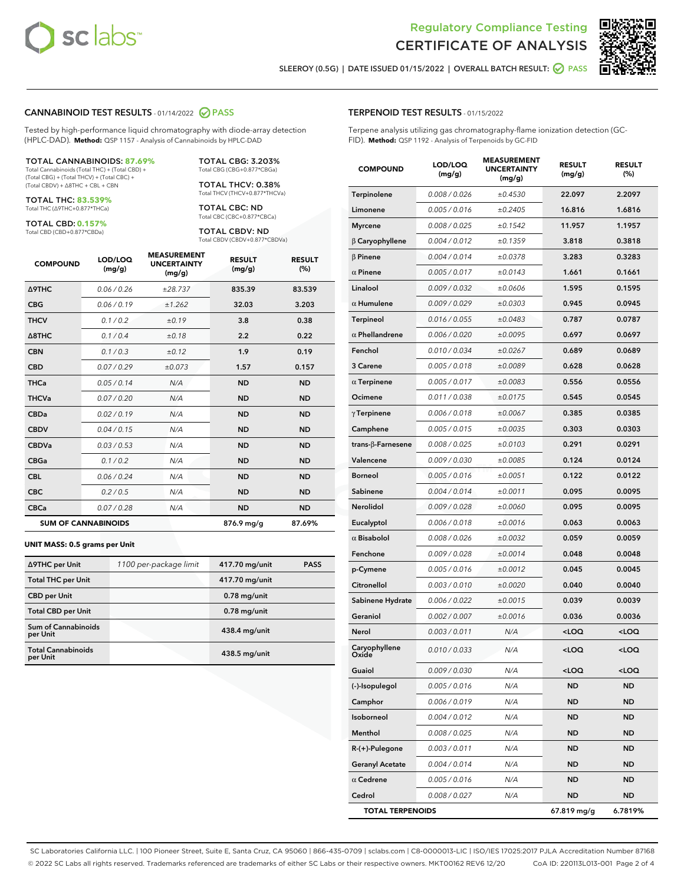# Regulatory Compliance Testing
# CERTIFICATE OF ANALYSIS

SLEEROY (0.5G) | DATE ISSUED 01/15/2022 | OVERALL BATCH RESULT: PASS

## CANNABINOID TEST RESULTS - 01/14/2022 PASS

Tested by high-performance liquid chromatography with diode-array detection (HPLC-DAD). **Method:** QSP 1157 - Analysis of Cannabinoids by HPLC-DAD

**TOTAL CANNABINOIDS: 87.69%**
Total Cannabinoids (Total THC) + (Total CBD) + (Total CBG) + (Total THCV) + (Total CBC) + (Total CBDV) + Δ8THC + CBL + CBN

**TOTAL THC: 83.539%**
Total THC (Δ9THC+0.877*THCa)

**TOTAL CBD: 0.157%**
Total CBD (CBD+0.877*CBDa)

**TOTAL CBG: 3.203%**
Total CBG (CBG+0.877*CBGa)

**TOTAL THCV: 0.38%**
Total THCV (THCV+0.877*THCVa)

**TOTAL CBC: ND**
Total CBC (CBC+0.877*CBCa)

**TOTAL CBDV: ND**
Total CBDV (CBDV+0.877*CBDVa)

| COMPOUND | LOD/LOQ (mg/g) | MEASUREMENT UNCERTAINTY (mg/g) | RESULT (mg/g) | RESULT (%) |
|---|---|---|---|---|
| Δ9THC | 0.06 / 0.26 | ±28.737 | 835.39 | 83.539 |
| CBG | 0.06 / 0.19 | ±1.262 | 32.03 | 3.203 |
| THCV | 0.1 / 0.2 | ±0.19 | 3.8 | 0.38 |
| Δ8THC | 0.1 / 0.4 | ±0.18 | 2.2 | 0.22 |
| CBN | 0.1 / 0.3 | ±0.12 | 1.9 | 0.19 |
| CBD | 0.07 / 0.29 | ±0.073 | 1.57 | 0.157 |
| THCa | 0.05 / 0.14 | N/A | ND | ND |
| THCVa | 0.07 / 0.20 | N/A | ND | ND |
| CBDa | 0.02 / 0.19 | N/A | ND | ND |
| CBDV | 0.04 / 0.15 | N/A | ND | ND |
| CBDVa | 0.03 / 0.53 | N/A | ND | ND |
| CBGa | 0.1 / 0.2 | N/A | ND | ND |
| CBL | 0.06 / 0.24 | N/A | ND | ND |
| CBC | 0.2 / 0.5 | N/A | ND | ND |
| CBCa | 0.07 / 0.28 | N/A | ND | ND |
| **SUM OF CANNABINOIDS** | | | 876.9 mg/g | 87.69% |

### UNIT MASS: 0.5 grams per Unit

| | | | |
|---|---|---|---|
| Δ9THC per Unit | 1100 per-package limit | 417.70 mg/unit | PASS |
| Total THC per Unit | | 417.70 mg/unit | |
| CBD per Unit | | 0.78 mg/unit | |
| Total CBD per Unit | | 0.78 mg/unit | |
| Sum of Cannabinoids per Unit | | 438.4 mg/unit | |
| Total Cannabinoids per Unit | | 438.5 mg/unit | |

## TERPENOID TEST RESULTS - 01/15/2022

Terpene analysis utilizing gas chromatography-flame ionization detection (GC-FID). **Method:** QSP 1192 - Analysis of Terpenoids by GC-FID

| COMPOUND | LOD/LOQ (mg/g) | MEASUREMENT UNCERTAINTY (mg/g) | RESULT (mg/g) | RESULT (%) |
|---|---|---|---|---|
| Terpinolene | 0.008 / 0.026 | ±0.4530 | 22.097 | 2.2097 |
| Limonene | 0.005 / 0.016 | ±0.2405 | 16.816 | 1.6816 |
| Myrcene | 0.008 / 0.025 | ±0.1542 | 11.957 | 1.1957 |
| β Caryophyllene | 0.004 / 0.012 | ±0.1359 | 3.818 | 0.3818 |
| β Pinene | 0.004 / 0.014 | ±0.0378 | 3.283 | 0.3283 |
| α Pinene | 0.005 / 0.017 | ±0.0143 | 1.661 | 0.1661 |
| Linalool | 0.009 / 0.032 | ±0.0606 | 1.595 | 0.1595 |
| α Humulene | 0.009 / 0.029 | ±0.0303 | 0.945 | 0.0945 |
| Terpineol | 0.016 / 0.055 | ±0.0483 | 0.787 | 0.0787 |
| α Phellandrene | 0.006 / 0.020 | ±0.0095 | 0.697 | 0.0697 |
| Fenchol | 0.010 / 0.034 | ±0.0267 | 0.689 | 0.0689 |
| 3 Carene | 0.005 / 0.018 | ±0.0089 | 0.628 | 0.0628 |
| α Terpinene | 0.005 / 0.017 | ±0.0083 | 0.556 | 0.0556 |
| Ocimene | 0.011 / 0.038 | ±0.0175 | 0.545 | 0.0545 |
| γ Terpinene | 0.006 / 0.018 | ±0.0067 | 0.385 | 0.0385 |
| Camphene | 0.005 / 0.015 | ±0.0035 | 0.303 | 0.0303 |
| trans-β-Farnesene | 0.008 / 0.025 | ±0.0103 | 0.291 | 0.0291 |
| Valencene | 0.009 / 0.030 | ±0.0085 | 0.124 | 0.0124 |
| Borneol | 0.005 / 0.016 | ±0.0051 | 0.122 | 0.0122 |
| Sabinene | 0.004 / 0.014 | ±0.0011 | 0.095 | 0.0095 |
| Nerolidol | 0.009 / 0.028 | ±0.0060 | 0.095 | 0.0095 |
| Eucalyptol | 0.006 / 0.018 | ±0.0016 | 0.063 | 0.0063 |
| α Bisabolol | 0.008 / 0.026 | ±0.0032 | 0.059 | 0.0059 |
| Fenchone | 0.009 / 0.028 | ±0.0014 | 0.048 | 0.0048 |
| p-Cymene | 0.005 / 0.016 | ±0.0012 | 0.045 | 0.0045 |
| Citronellol | 0.003 / 0.010 | ±0.0020 | 0.040 | 0.0040 |
| Sabinene Hydrate | 0.006 / 0.022 | ±0.0015 | 0.039 | 0.0039 |
| Geraniol | 0.002 / 0.007 | ±0.0016 | 0.036 | 0.0036 |
| Nerol | 0.003 / 0.011 | N/A | <LOQ | <LOQ |
| Caryophyllene Oxide | 0.010 / 0.033 | N/A | <LOQ | <LOQ |
| Guaiol | 0.009 / 0.030 | N/A | <LOQ | <LOQ |
| (-)-Isopulegol | 0.005 / 0.016 | N/A | ND | ND |
| Camphor | 0.006 / 0.019 | N/A | ND | ND |
| Isoborneol | 0.004 / 0.012 | N/A | ND | ND |
| Menthol | 0.008 / 0.025 | N/A | ND | ND |
| R-(+)-Pulegone | 0.003 / 0.011 | N/A | ND | ND |
| Geranyl Acetate | 0.004 / 0.014 | N/A | ND | ND |
| α Cedrene | 0.005 / 0.016 | N/A | ND | ND |
| Cedrol | 0.008 / 0.027 | N/A | ND | ND |
| **TOTAL TERPENOIDS** | | | 67.819 mg/g | 6.7819% |

SC Laboratories California LLC. | 100 Pioneer Street, Suite E, Santa Cruz, CA 95060 | 866-435-0709 | sclabs.com | C8-0000013-LIC | ISO/IES 17025:2017 PJLA Accreditation Number 87168
© 2022 SC Labs all rights reserved. Trademarks referenced are trademarks of either SC Labs or their respective owners. MKT00162 REV6 12/20 CoA ID: 220113L013-001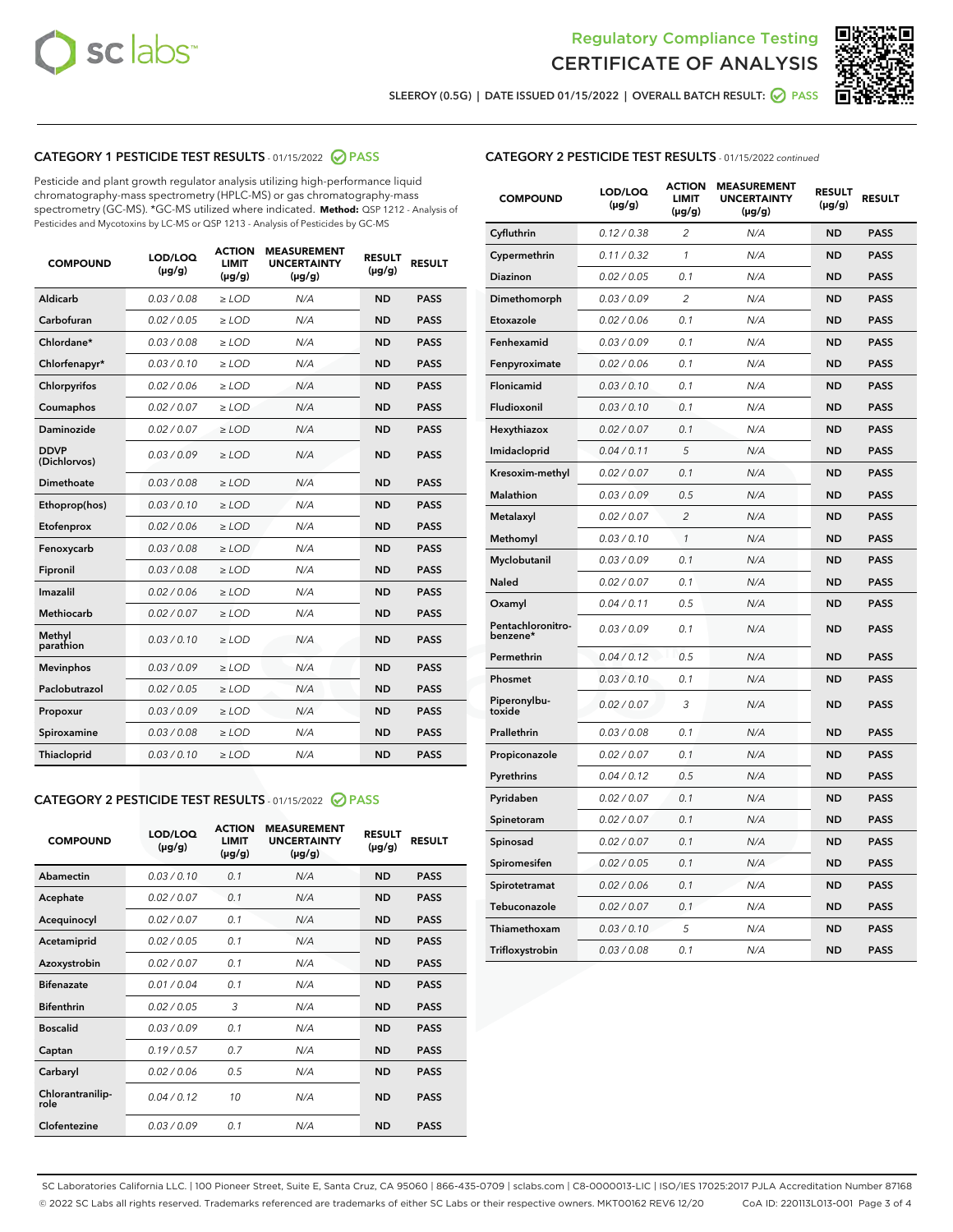Regulatory Compliance Testing
# CERTIFICATE OF ANALYSIS

SLEEROY (0.5G) | DATE ISSUED 01/15/2022 | OVERALL BATCH RESULT: PASS

## CATEGORY 1 PESTICIDE TEST RESULTS - 01/15/2022 PASS

Pesticide and plant growth regulator analysis utilizing high-performance liquid chromatography-mass spectrometry (HPLC-MS) or gas chromatography-mass spectrometry (GC-MS). *GC-MS utilized where indicated. **Method:** QSP 1212 - Analysis of Pesticides and Mycotoxins by LC-MS or QSP 1213 - Analysis of Pesticides by GC-MS

| COMPOUND | LOD/LOQ (µg/g) | ACTION LIMIT (µg/g) | MEASUREMENT UNCERTAINTY (µg/g) | RESULT (µg/g) | RESULT |
|---|---|---|---|---|---|
| Aldicarb | 0.03 / 0.08 | ≥ LOD | N/A | ND | PASS |
| Carbofuran | 0.02 / 0.05 | ≥ LOD | N/A | ND | PASS |
| Chlordane* | 0.03 / 0.08 | ≥ LOD | N/A | ND | PASS |
| Chlorfenapyr* | 0.03 / 0.10 | ≥ LOD | N/A | ND | PASS |
| Chlorpyrifos | 0.02 / 0.06 | ≥ LOD | N/A | ND | PASS |
| Coumaphos | 0.02 / 0.07 | ≥ LOD | N/A | ND | PASS |
| Daminozide | 0.02 / 0.07 | ≥ LOD | N/A | ND | PASS |
| DDVP (Dichlorvos) | 0.03 / 0.09 | ≥ LOD | N/A | ND | PASS |
| Dimethoate | 0.03 / 0.08 | ≥ LOD | N/A | ND | PASS |
| Ethoprop(hos) | 0.03 / 0.10 | ≥ LOD | N/A | ND | PASS |
| Etofenprox | 0.02 / 0.06 | ≥ LOD | N/A | ND | PASS |
| Fenoxycarb | 0.03 / 0.08 | ≥ LOD | N/A | ND | PASS |
| Fipronil | 0.03 / 0.08 | ≥ LOD | N/A | ND | PASS |
| Imazalil | 0.02 / 0.06 | ≥ LOD | N/A | ND | PASS |
| Methiocarb | 0.02 / 0.07 | ≥ LOD | N/A | ND | PASS |
| Methyl parathion | 0.03 / 0.10 | ≥ LOD | N/A | ND | PASS |
| Mevinphos | 0.03 / 0.09 | ≥ LOD | N/A | ND | PASS |
| Paclobutrazol | 0.02 / 0.05 | ≥ LOD | N/A | ND | PASS |
| Propoxur | 0.03 / 0.09 | ≥ LOD | N/A | ND | PASS |
| Spiroxamine | 0.03 / 0.08 | ≥ LOD | N/A | ND | PASS |
| Thiacloprid | 0.03 / 0.10 | ≥ LOD | N/A | ND | PASS |

## CATEGORY 2 PESTICIDE TEST RESULTS - 01/15/2022 PASS

| COMPOUND | LOD/LOQ (µg/g) | ACTION LIMIT (µg/g) | MEASUREMENT UNCERTAINTY (µg/g) | RESULT (µg/g) | RESULT |
|---|---|---|---|---|---|
| Abamectin | 0.03 / 0.10 | 0.1 | N/A | ND | PASS |
| Acephate | 0.02 / 0.07 | 0.1 | N/A | ND | PASS |
| Acequinocyl | 0.02 / 0.07 | 0.1 | N/A | ND | PASS |
| Acetamiprid | 0.02 / 0.05 | 0.1 | N/A | ND | PASS |
| Azoxystrobin | 0.02 / 0.07 | 0.1 | N/A | ND | PASS |
| Bifenazate | 0.01 / 0.04 | 0.1 | N/A | ND | PASS |
| Bifenthrin | 0.02 / 0.05 | 3 | N/A | ND | PASS |
| Boscalid | 0.03 / 0.09 | 0.1 | N/A | ND | PASS |
| Captan | 0.19 / 0.57 | 0.7 | N/A | ND | PASS |
| Carbaryl | 0.02 / 0.06 | 0.5 | N/A | ND | PASS |
| Chlorantraniliprole | 0.04 / 0.12 | 10 | N/A | ND | PASS |
| Clofentezine | 0.03 / 0.09 | 0.1 | N/A | ND | PASS |
| Cyfluthrin | 0.12 / 0.38 | 2 | N/A | ND | PASS |
| Cypermethrin | 0.11 / 0.32 | 1 | N/A | ND | PASS |
| Diazinon | 0.02 / 0.05 | 0.1 | N/A | ND | PASS |
| Dimethomorph | 0.03 / 0.09 | 2 | N/A | ND | PASS |
| Etoxazole | 0.02 / 0.06 | 0.1 | N/A | ND | PASS |
| Fenhexamid | 0.03 / 0.09 | 0.1 | N/A | ND | PASS |
| Fenpyroximate | 0.02 / 0.06 | 0.1 | N/A | ND | PASS |
| Flonicamid | 0.03 / 0.10 | 0.1 | N/A | ND | PASS |
| Fludioxonil | 0.03 / 0.10 | 0.1 | N/A | ND | PASS |
| Hexythiazox | 0.02 / 0.07 | 0.1 | N/A | ND | PASS |
| Imidacloprid | 0.04 / 0.11 | 5 | N/A | ND | PASS |
| Kresoxim-methyl | 0.02 / 0.07 | 0.1 | N/A | ND | PASS |
| Malathion | 0.03 / 0.09 | 0.5 | N/A | ND | PASS |
| Metalaxyl | 0.02 / 0.07 | 2 | N/A | ND | PASS |
| Methomyl | 0.03 / 0.10 | 1 | N/A | ND | PASS |
| Myclobutanil | 0.03 / 0.09 | 0.1 | N/A | ND | PASS |
| Naled | 0.02 / 0.07 | 0.1 | N/A | ND | PASS |
| Oxamyl | 0.04 / 0.11 | 0.5 | N/A | ND | PASS |
| Pentachloronitrobenzene* | 0.03 / 0.09 | 0.1 | N/A | ND | PASS |
| Permethrin | 0.04 / 0.12 | 0.5 | N/A | ND | PASS |
| Phosmet | 0.03 / 0.10 | 0.1 | N/A | ND | PASS |
| Piperonylbutoxide | 0.02 / 0.07 | 3 | N/A | ND | PASS |
| Prallethrin | 0.03 / 0.08 | 0.1 | N/A | ND | PASS |
| Propiconazole | 0.02 / 0.07 | 0.1 | N/A | ND | PASS |
| Pyrethrins | 0.04 / 0.12 | 0.5 | N/A | ND | PASS |
| Pyridaben | 0.02 / 0.07 | 0.1 | N/A | ND | PASS |
| Spinetoram | 0.02 / 0.07 | 0.1 | N/A | ND | PASS |
| Spinosad | 0.02 / 0.07 | 0.1 | N/A | ND | PASS |
| Spiromesifen | 0.02 / 0.05 | 0.1 | N/A | ND | PASS |
| Spirotetramat | 0.02 / 0.06 | 0.1 | N/A | ND | PASS |
| Tebuconazole | 0.02 / 0.07 | 0.1 | N/A | ND | PASS |
| Thiamethoxam | 0.03 / 0.10 | 5 | N/A | ND | PASS |
| Trifloxystrobin | 0.03 / 0.08 | 0.1 | N/A | ND | PASS |

SC Laboratories California LLC. | 100 Pioneer Street, Suite E, Santa Cruz, CA 95060 | 866-435-0709 | sclabs.com | C8-0000013-LIC | ISO/IES 17025:2017 PJLA Accreditation Number 87168
© 2022 SC Labs all rights reserved. Trademarks referenced are trademarks of either SC Labs or their respective owners. MKT00162 REV6 12/20 CoA ID: 220113L013-001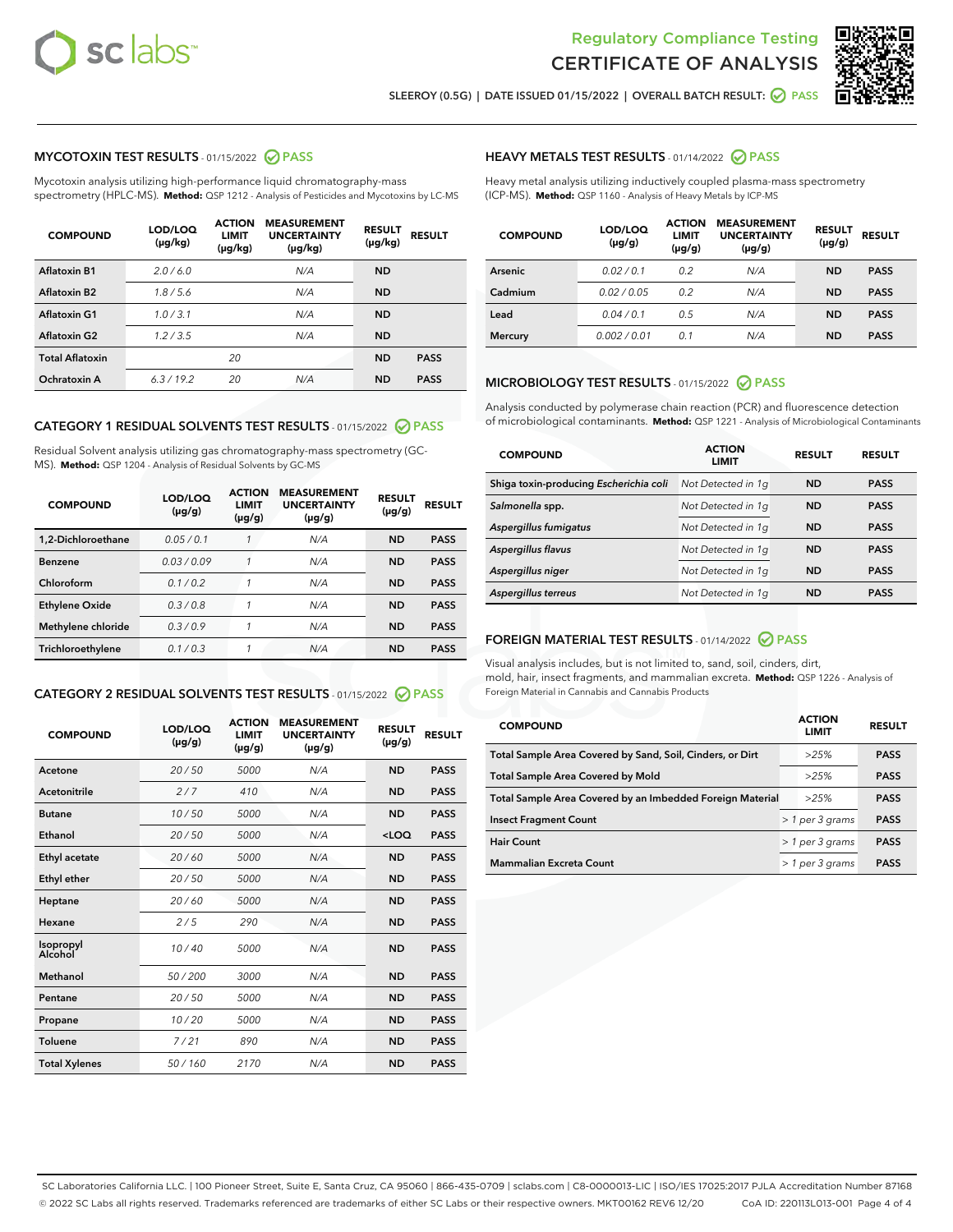Regulatory Compliance Testing
CERTIFICATE OF ANALYSIS

SLEEROY (0.5G) | DATE ISSUED 01/15/2022 | OVERALL BATCH RESULT: PASS

## MYCOTOXIN TEST RESULTS - 01/15/2022 PASS

Mycotoxin analysis utilizing high-performance liquid chromatography-mass spectrometry (HPLC-MS). **Method:** QSP 1212 - Analysis of Pesticides and Mycotoxins by LC-MS

| COMPOUND | LOD/LOQ (µg/kg) | ACTION LIMIT (µg/kg) | MEASUREMENT UNCERTAINTY (µg/kg) | RESULT (µg/kg) | RESULT |
|---|---|---|---|---|---|
| Aflatoxin B1 | 2.0 / 6.0 | | N/A | ND | |
| Aflatoxin B2 | 1.8 / 5.6 | | N/A | ND | |
| Aflatoxin G1 | 1.0 / 3.1 | | N/A | ND | |
| Aflatoxin G2 | 1.2 / 3.5 | | N/A | ND | |
| Total Aflatoxin | | 20 | | ND | PASS |
| Ochratoxin A | 6.3 / 19.2 | 20 | N/A | ND | PASS |

## CATEGORY 1 RESIDUAL SOLVENTS TEST RESULTS - 01/15/2022 PASS

Residual Solvent analysis utilizing gas chromatography-mass spectrometry (GC-MS). **Method:** QSP 1204 - Analysis of Residual Solvents by GC-MS

| COMPOUND | LOD/LOQ (µg/g) | ACTION LIMIT (µg/g) | MEASUREMENT UNCERTAINTY (µg/g) | RESULT (µg/g) | RESULT |
|---|---|---|---|---|---|
| 1,2-Dichloroethane | 0.05 / 0.1 | 1 | N/A | ND | PASS |
| Benzene | 0.03 / 0.09 | 1 | N/A | ND | PASS |
| Chloroform | 0.1 / 0.2 | 1 | N/A | ND | PASS |
| Ethylene Oxide | 0.3 / 0.8 | 1 | N/A | ND | PASS |
| Methylene chloride | 0.3 / 0.9 | 1 | N/A | ND | PASS |
| Trichloroethylene | 0.1 / 0.3 | 1 | N/A | ND | PASS |

## CATEGORY 2 RESIDUAL SOLVENTS TEST RESULTS - 01/15/2022 PASS

| COMPOUND | LOD/LOQ (µg/g) | ACTION LIMIT (µg/g) | MEASUREMENT UNCERTAINTY (µg/g) | RESULT (µg/g) | RESULT |
|---|---|---|---|---|---|
| Acetone | 20 / 50 | 5000 | N/A | ND | PASS |
| Acetonitrile | 2 / 7 | 410 | N/A | ND | PASS |
| Butane | 10 / 50 | 5000 | N/A | ND | PASS |
| Ethanol | 20 / 50 | 5000 | N/A | <LOQ | PASS |
| Ethyl acetate | 20 / 60 | 5000 | N/A | ND | PASS |
| Ethyl ether | 20 / 50 | 5000 | N/A | ND | PASS |
| Heptane | 20 / 60 | 5000 | N/A | ND | PASS |
| Hexane | 2 / 5 | 290 | N/A | ND | PASS |
| Isopropyl Alcohol | 10 / 40 | 5000 | N/A | ND | PASS |
| Methanol | 50 / 200 | 3000 | N/A | ND | PASS |
| Pentane | 20 / 50 | 5000 | N/A | ND | PASS |
| Propane | 10 / 20 | 5000 | N/A | ND | PASS |
| Toluene | 7 / 21 | 890 | N/A | ND | PASS |
| Total Xylenes | 50 / 160 | 2170 | N/A | ND | PASS |

## HEAVY METALS TEST RESULTS - 01/14/2022 PASS

Heavy metal analysis utilizing inductively coupled plasma-mass spectrometry (ICP-MS). **Method:** QSP 1160 - Analysis of Heavy Metals by ICP-MS

| COMPOUND | LOD/LOQ (µg/g) | ACTION LIMIT (µg/g) | MEASUREMENT UNCERTAINTY (µg/g) | RESULT (µg/g) | RESULT |
|---|---|---|---|---|---|
| Arsenic | 0.02 / 0.1 | 0.2 | N/A | ND | PASS |
| Cadmium | 0.02 / 0.05 | 0.2 | N/A | ND | PASS |
| Lead | 0.04 / 0.1 | 0.5 | N/A | ND | PASS |
| Mercury | 0.002 / 0.01 | 0.1 | N/A | ND | PASS |

## MICROBIOLOGY TEST RESULTS - 01/15/2022 PASS

Analysis conducted by polymerase chain reaction (PCR) and fluorescence detection of microbiological contaminants. **Method:** QSP 1221 - Analysis of Microbiological Contaminants

| COMPOUND | ACTION LIMIT | RESULT | RESULT |
|---|---|---|---|
| Shiga toxin-producing *Escherichia coli* | Not Detected in 1g | ND | PASS |
| *Salmonella* spp. | Not Detected in 1g | ND | PASS |
| *Aspergillus fumigatus* | Not Detected in 1g | ND | PASS |
| *Aspergillus flavus* | Not Detected in 1g | ND | PASS |
| *Aspergillus niger* | Not Detected in 1g | ND | PASS |
| *Aspergillus terreus* | Not Detected in 1g | ND | PASS |

## FOREIGN MATERIAL TEST RESULTS - 01/14/2022 PASS

Visual analysis includes, but is not limited to, sand, soil, cinders, dirt, mold, hair, insect fragments, and mammalian excreta. **Method:** QSP 1226 - Analysis of Foreign Material in Cannabis and Cannabis Products

| COMPOUND | ACTION LIMIT | RESULT |
|---|---|---|
| Total Sample Area Covered by Sand, Soil, Cinders, or Dirt | >25% | PASS |
| Total Sample Area Covered by Mold | >25% | PASS |
| Total Sample Area Covered by an Imbedded Foreign Material | >25% | PASS |
| Insect Fragment Count | > 1 per 3 grams | PASS |
| Hair Count | > 1 per 3 grams | PASS |
| Mammalian Excreta Count | > 1 per 3 grams | PASS |

SC Laboratories California LLC. | 100 Pioneer Street, Suite E, Santa Cruz, CA 95060 | 866-435-0709 | sclabs.com | C8-0000013-LIC | ISO/IES 17025:2017 PJLA Accreditation Number 87168
© 2022 SC Labs all rights reserved. Trademarks referenced are trademarks of either SC Labs or their respective owners. MKT00162 REV6 12/20 CoA ID: 220113L013-001